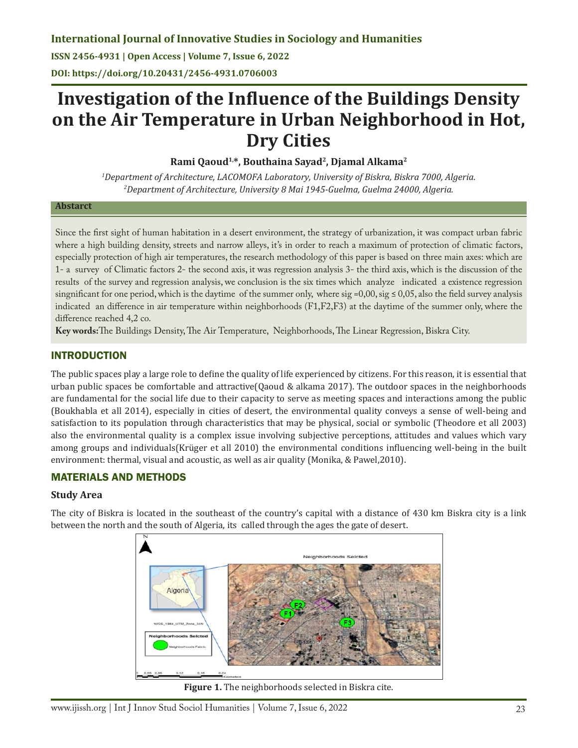# Investigation of the Influence of the Buildings Density on the Air Temperature in Urban Neighborhood in Hot, Dry Cities

**Rami Qaoud[1,*], Bouthaina Sayad[2], Djamal Alkama[2]**

*[1]Department of Architecture, LACOMOFA Laboratory, University of Biskra, Biskra 7000, Algeria.*
*[2]Department of Architecture, University 8 Mai 1945-Guelma, Guelma 24000, Algeria.*

**Abstarct**

Since the first sight of human habitation in a desert environment, the strategy of urbanization, it was compact urban fabric where a high building density, streets and narrow alleys, it's in order to reach a maximum of protection of climatic factors, especially protection of high air temperatures, the research methodology of this paper is based on three main axes: which are 1- a survey of Climatic factors 2- the second axis, it was regression analysis 3- the third axis, which is the discussion of the results of the survey and regression analysis, we conclusion is the six times which analyze indicated a existence regression singnificant for one period, which is the daytime of the summer only, where sig =0,00, sig ≤ 0,05, also the field survey analysis indicated an difference in air temperature within neighborhoods (F1,F2,F3) at the daytime of the summer only, where the difference reached 4,2 co.

**Key words:** The Buildings Density, The Air Temperature, Neighborhoods, The Linear Regression, Biskra City.

## INTRODUCTION

The public spaces play a large role to define the quality of life experienced by citizens. For this reason, it is essential that urban public spaces be comfortable and attractive(Qaoud & alkama 2017). The outdoor spaces in the neighborhoods are fundamental for the social life due to their capacity to serve as meeting spaces and interactions among the public (Boukhabla et all 2014), especially in cities of desert, the environmental quality conveys a sense of well-being and satisfaction to its population through characteristics that may be physical, social or symbolic (Theodore et all 2003) also the environmental quality is a complex issue involving subjective perceptions, attitudes and values which vary among groups and individuals(Krüger et all 2010) the environmental conditions influencing well-being in the built environment: thermal, visual and acoustic, as well as air quality (Monika, & Pawel,2010).

## MATERIALS AND METHODS

### Study Area

The city of Biskra is located in the southeast of the country's capital with a distance of 430 km Biskra city is a link between the north and the south of Algeria, its called through the ages the gate of desert.

**Figure 1.** The neighborhoods selected in Biskra cite.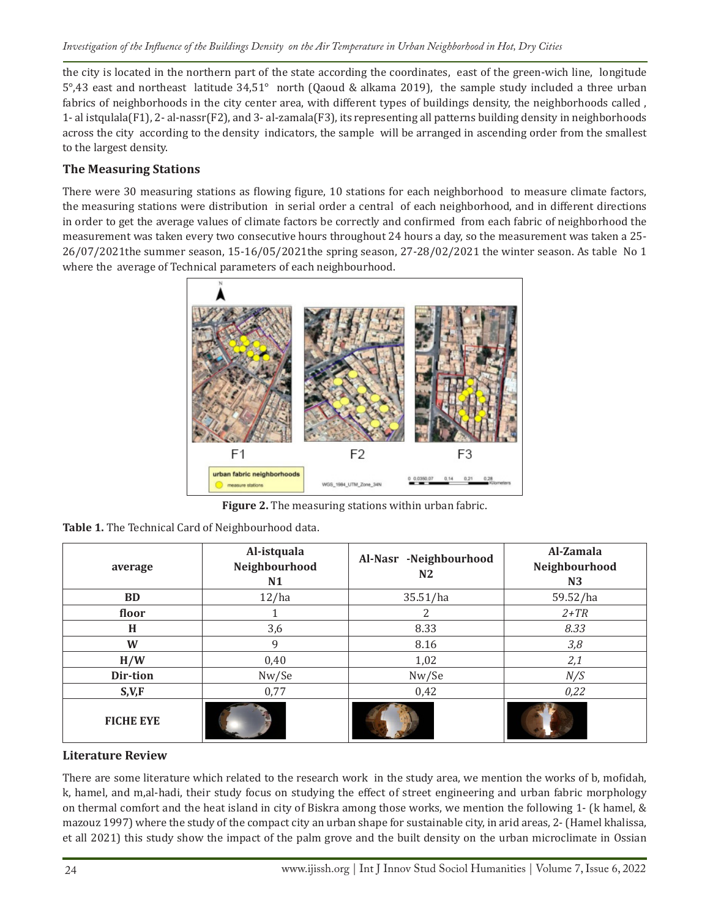the city is located in the northern part of the state according the coordinates, east of the green-wich line, longitude 5°,43 east and northeast latitude 34,51° north (Qaoud & alkama 2019), the sample study included a three urban fabrics of neighborhoods in the city center area, with different types of buildings density, the neighborhoods called , 1- al istqulala(F1), 2- al-nassr(F2), and 3- al-zamala(F3), its representing all patterns building density in neighborhoods across the city according to the density indicators, the sample will be arranged in ascending order from the smallest to the largest density.

### The Measuring Stations

There were 30 measuring stations as flowing figure, 10 stations for each neighborhood to measure climate factors, the measuring stations were distribution in serial order a central of each neighborhood, and in different directions in order to get the average values of climate factors be correctly and confirmed from each fabric of neighborhood the measurement was taken every two consecutive hours throughout 24 hours a day, so the measurement was taken a 25-26/07/2021the summer season, 15-16/05/2021the spring season, 27-28/02/2021 the winter season. As table No 1 where the average of Technical parameters of each neighbourhood.

**Figure 2.** The measuring stations within urban fabric.

**Table 1.** The Technical Card of Neighbourhood data.

| average | Al-istquala Neighbourhood N1 | Al-Nasr -Neighbourhood N2 | Al-Zamala Neighbourhood N3 |
|---|---|---|---|
| **BD** | 12/ha | 35.51/ha | 59.52/ha |
| **floor** | 1 | 2 | *2+TR* |
| **H** | 3,6 | 8.33 | *8.33* |
| **W** | 9 | 8.16 | *3,8* |
| **H/W** | 0,40 | 1,02 | *2,1* |
| **Dir-tion** | Nw/Se | Nw/Se | *N/S* |
| **S,V,F** | 0,77 | 0,42 | *0,22* |
| **FICHE EYE** | | | |

### Literature Review

There are some literature which related to the research work in the study area, we mention the works of b, mofidah, k, hamel, and m,al-hadi, their study focus on studying the effect of street engineering and urban fabric morphology on thermal comfort and the heat island in city of Biskra among those works, we mention the following 1- (k hamel, & mazouz 1997) where the study of the compact city an urban shape for sustainable city, in arid areas, 2- (Hamel khalissa, et all 2021) this study show the impact of the palm grove and the built density on the urban microclimate in Ossian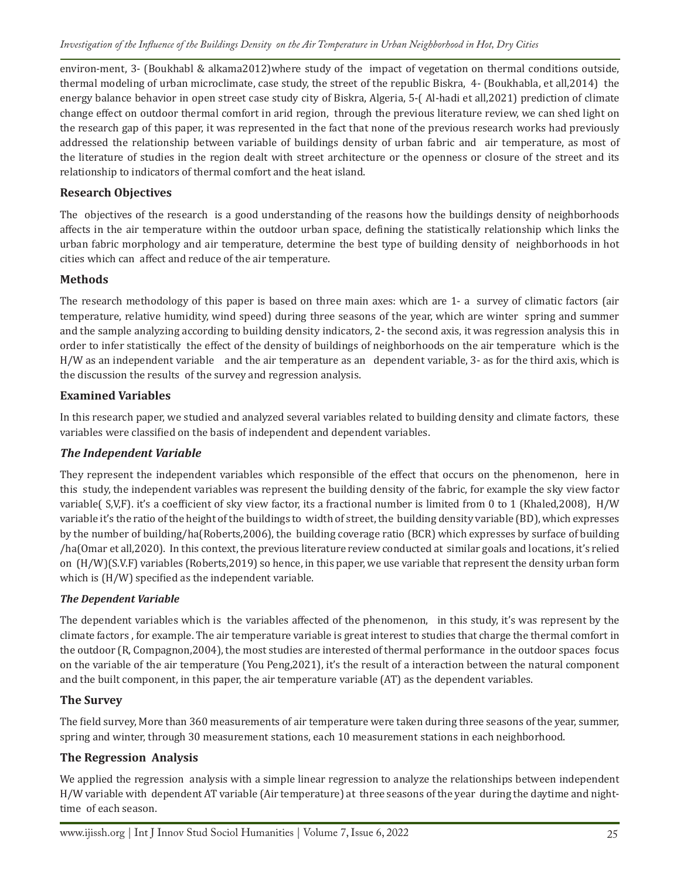environ-ment, 3- (Boukhabl & alkama2012)where study of the impact of vegetation on thermal conditions outside, thermal modeling of urban microclimate, case study, the street of the republic Biskra, 4- (Boukhabla, et all,2014) the energy balance behavior in open street case study city of Biskra, Algeria, 5-( Al-hadi et all,2021) prediction of climate change effect on outdoor thermal comfort in arid region, through the previous literature review, we can shed light on the research gap of this paper, it was represented in the fact that none of the previous research works had previously addressed the relationship between variable of buildings density of urban fabric and air temperature, as most of the literature of studies in the region dealt with street architecture or the openness or closure of the street and its relationship to indicators of thermal comfort and the heat island.

## Research Objectives

The objectives of the research is a good understanding of the reasons how the buildings density of neighborhoods affects in the air temperature within the outdoor urban space, defining the statistically relationship which links the urban fabric morphology and air temperature, determine the best type of building density of neighborhoods in hot cities which can affect and reduce of the air temperature.

## Methods

The research methodology of this paper is based on three main axes: which are 1- a survey of climatic factors (air temperature, relative humidity, wind speed) during three seasons of the year, which are winter spring and summer and the sample analyzing according to building density indicators, 2- the second axis, it was regression analysis this in order to infer statistically the effect of the density of buildings of neighborhoods on the air temperature which is the H/W as an independent variable and the air temperature as an dependent variable, 3- as for the third axis, which is the discussion the results of the survey and regression analysis.

## Examined Variables

In this research paper, we studied and analyzed several variables related to building density and climate factors, these variables were classified on the basis of independent and dependent variables.

### *The Independent Variable*

They represent the independent variables which responsible of the effect that occurs on the phenomenon, here in this study, the independent variables was represent the building density of the fabric, for example the sky view factor variable( S,V,F). it's a coefficient of sky view factor, its a fractional number is limited from 0 to 1 (Khaled,2008), H/W variable it's the ratio of the height of the buildings to width of street, the building density variable (BD), which expresses by the number of building/ha(Roberts,2006), the building coverage ratio (BCR) which expresses by surface of building /ha(Omar et all,2020). In this context, the previous literature review conducted at similar goals and locations, it's relied on (H/W)(S.V.F) variables (Roberts,2019) so hence, in this paper, we use variable that represent the density urban form which is (H/W) specified as the independent variable.

#### *The Dependent Variable*

The dependent variables which is the variables affected of the phenomenon, in this study, it's was represent by the climate factors , for example. The air temperature variable is great interest to studies that charge the thermal comfort in the outdoor (R, Compagnon,2004), the most studies are interested of thermal performance in the outdoor spaces focus on the variable of the air temperature (You Peng,2021), it's the result of a interaction between the natural component and the built component, in this paper, the air temperature variable (AT) as the dependent variables.

## The Survey

The field survey, More than 360 measurements of air temperature were taken during three seasons of the year, summer, spring and winter, through 30 measurement stations, each 10 measurement stations in each neighborhood.

## The Regression Analysis

We applied the regression analysis with a simple linear regression to analyze the relationships between independent H/W variable with dependent AT variable (Air temperature) at three seasons of the year during the daytime and night-time of each season.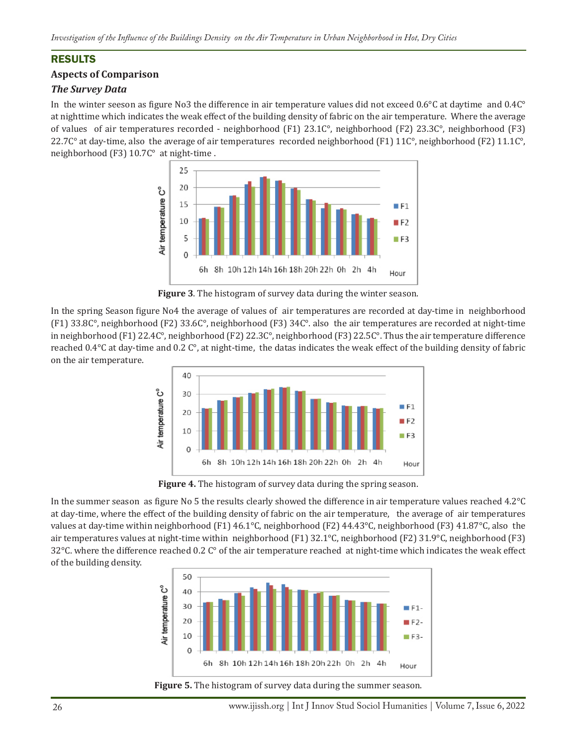## RESULTS

### Aspects of Comparison

### *The Survey Data*

In the winter seeson as figure No3 the difference in air temperature values did not exceed 0.6°C at daytime and 0.4C° at nighttime which indicates the weak effect of the building density of fabric on the air temperature. Where the average of values of air temperatures recorded - neighborhood (F1) 23.1C°, neighborhood (F2) 23.3C°, neighborhood (F3) 22.7C° at day-time, also the average of air temperatures recorded neighborhood (F1) 11C°, neighborhood (F2) 11.1C°, neighborhood (F3) 10.7C° at night-time .

**Figure 3**. The histogram of survey data during the winter season.

In the spring Season figure No4 the average of values of air temperatures are recorded at day-time in neighborhood (F1) 33.8C°, neighborhood (F2) 33.6C°, neighborhood (F3) 34C°. also the air temperatures are recorded at night-time in neighborhood (F1) 22.4C°, neighborhood (F2) 22.3C°, neighborhood (F3) 22.5C°. Thus the air temperature difference reached 0.4°C at day-time and 0.2 C°, at night-time, the datas indicates the weak effect of the building density of fabric on the air temperature.

**Figure 4.** The histogram of survey data during the spring season.

In the summer season as figure No 5 the results clearly showed the difference in air temperature values reached 4.2°C at day-time, where the effect of the building density of fabric on the air temperature, the average of air temperatures values at day-time within neighborhood (F1) 46.1°C, neighborhood (F2) 44.43°C, neighborhood (F3) 41.87°C, also the air temperatures values at night-time within neighborhood (F1) 32.1°C, neighborhood (F2) 31.9°C, neighborhood (F3) 32°C. where the difference reached 0.2 C° of the air temperature reached at night-time which indicates the weak effect of the building density.

**Figure 5.** The histogram of survey data during the summer season.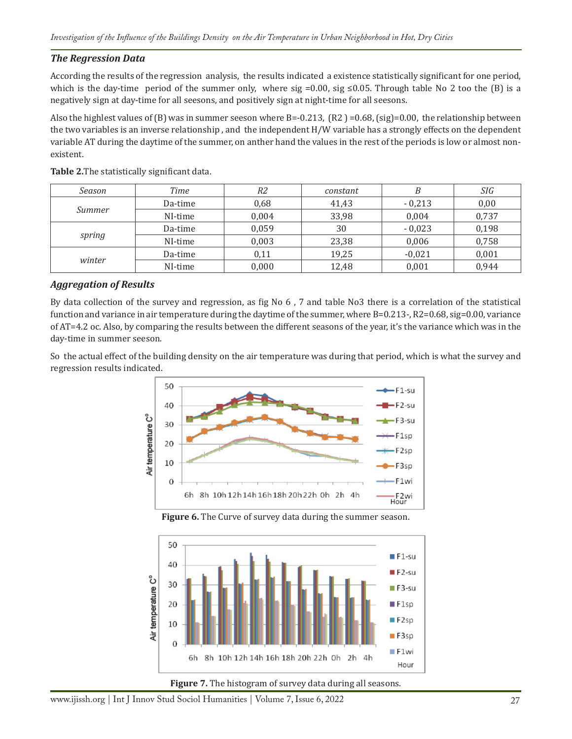### The Regression Data

According the results of the regression analysis, the results indicated a existence statistically significant for one period, which is the day-time period of the summer only, where sig =0.00, sig ≤0.05. Through table No 2 too the (B) is a negatively sign at day-time for all seesons, and positively sign at night-time for all seesons.

Also the highlest values of (B) was in summer seeson where B=-0.213, (R2 ) =0.68, (sig)=0.00, the relationship between the two variables is an inverse relationship , and the independent H/W variable has a strongly effects on the dependent variable AT during the daytime of the summer, on anther hand the values in the rest of the periods is low or almost non-existent.

**Table 2.** The statistically significant data.

| *Season* | *Time* | *R2* | *constant* | *B* | *SIG* |
|---|---|---|---|---|---|
| *Summer* | Da-time | 0,68 | 41,43 | - 0,213 | 0,00 |
| | NI-time | 0,004 | 33,98 | 0,004 | 0,737 |
| *spring* | Da-time | 0,059 | 30 | - 0,023 | 0,198 |
| | NI-time | 0,003 | 23,38 | 0,006 | 0,758 |
| *winter* | Da-time | 0,11 | 19,25 | -0,021 | 0,001 |
| | NI-time | 0,000 | 12,48 | 0,001 | 0,944 |

### Aggregation of Results

By data collection of the survey and regression, as fig No 6 , 7 and table No3 there is a correlation of the statistical function and variance in air temperature during the daytime of the summer, where B=0.213-, R2=0.68, sig=0.00, variance of AT=4.2 oc. Also, by comparing the results between the different seasons of the year, it's the variance which was in the day-time in summer seeson.

So the actual effect of the building density on the air temperature was during that period, which is what the survey and regression results indicated.

**Figure 6.** The Curve of survey data during the summer season.

**Figure 7.** The histogram of survey data during all seasons.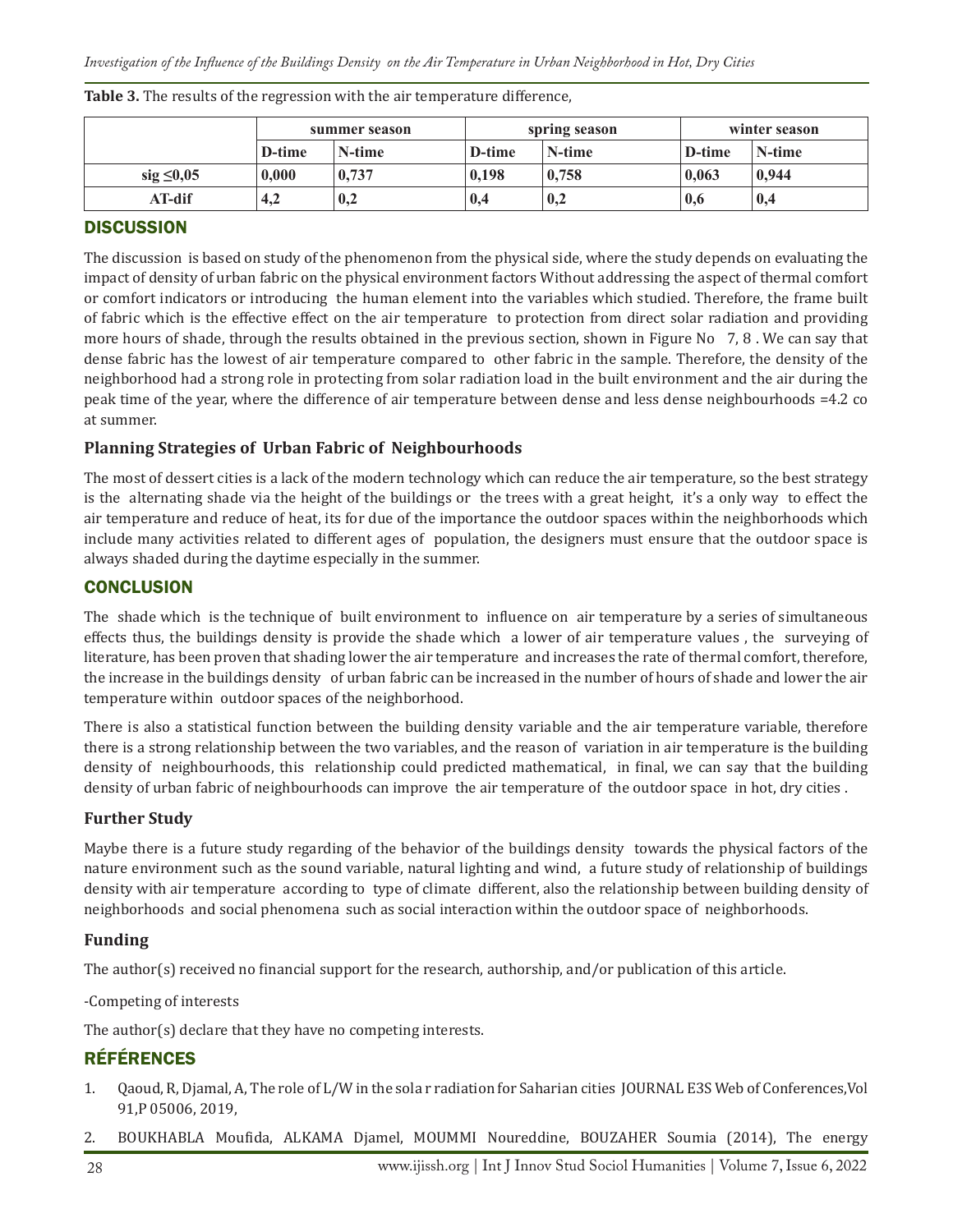**Table 3.** The results of the regression with the air temperature difference,

| | summer season | | spring season | | winter season | |
|---|---|---|---|---|---|---|
| | D-time | N-time | D-time | N-time | D-time | N-time |
| sig ≤0,05 | 0,000 | 0,737 | 0,198 | 0,758 | 0,063 | 0,944 |
| AT-dif | 4,2 | 0,2 | 0,4 | 0,2 | 0,6 | 0,4 |

## DISCUSSION

The discussion is based on study of the phenomenon from the physical side, where the study depends on evaluating the impact of density of urban fabric on the physical environment factors Without addressing the aspect of thermal comfort or comfort indicators or introducing the human element into the variables which studied. Therefore, the frame built of fabric which is the effective effect on the air temperature to protection from direct solar radiation and providing more hours of shade, through the results obtained in the previous section, shown in Figure No 7, 8 . We can say that dense fabric has the lowest of air temperature compared to other fabric in the sample. Therefore, the density of the neighborhood had a strong role in protecting from solar radiation load in the built environment and the air during the peak time of the year, where the difference of air temperature between dense and less dense neighbourhoods =4.2 co at summer.

### Planning Strategies of Urban Fabric of Neighbourhoods

The most of dessert cities is a lack of the modern technology which can reduce the air temperature, so the best strategy is the alternating shade via the height of the buildings or the trees with a great height, it's a only way to effect the air temperature and reduce of heat, its for due of the importance the outdoor spaces within the neighborhoods which include many activities related to different ages of population, the designers must ensure that the outdoor space is always shaded during the daytime especially in the summer.

## CONCLUSION

The shade which is the technique of built environment to influence on air temperature by a series of simultaneous effects thus, the buildings density is provide the shade which a lower of air temperature values , the surveying of literature, has been proven that shading lower the air temperature and increases the rate of thermal comfort, therefore, the increase in the buildings density of urban fabric can be increased in the number of hours of shade and lower the air temperature within outdoor spaces of the neighborhood.

There is also a statistical function between the building density variable and the air temperature variable, therefore there is a strong relationship between the two variables, and the reason of variation in air temperature is the building density of neighbourhoods, this relationship could predicted mathematical, in final, we can say that the building density of urban fabric of neighbourhoods can improve the air temperature of the outdoor space in hot, dry cities .

### Further Study

Maybe there is a future study regarding of the behavior of the buildings density towards the physical factors of the nature environment such as the sound variable, natural lighting and wind, a future study of relationship of buildings density with air temperature according to type of climate different, also the relationship between building density of neighborhoods and social phenomena such as social interaction within the outdoor space of neighborhoods.

### Funding

The author(s) received no financial support for the research, authorship, and/or publication of this article.

-Competing of interests

The author(s) declare that they have no competing interests.

## RÉFÉRENCES

1. Qaoud, R, Djamal, A, The role of L/W in the sola r radiation for Saharian cities JOURNAL E3S Web of Conferences,Vol 91,P 05006, 2019,
2. BOUKHABLA Moufida, ALKAMA Djamel, MOUMMI Noureddine, BOUZAHER Soumia (2014), The energy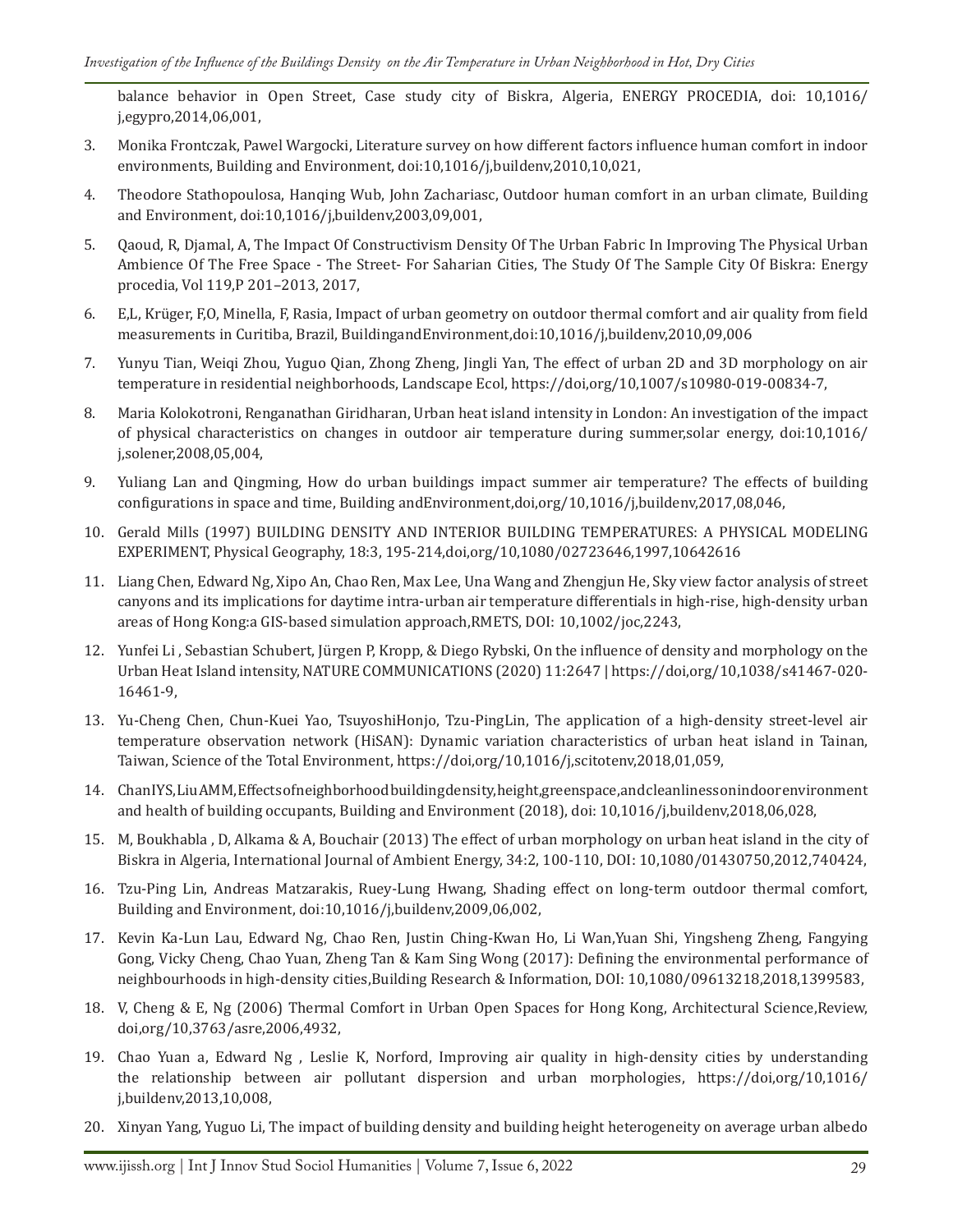balance behavior in Open Street, Case study city of Biskra, Algeria, ENERGY PROCEDIA, doi: 10,1016/ j,egypro,2014,06,001,

3. Monika Frontczak, Pawel Wargocki, Literature survey on how different factors influence human comfort in indoor environments, Building and Environment, doi:10,1016/j,buildenv,2010,10,021,
4. Theodore Stathopoulosa, Hanqing Wub, John Zachariasc, Outdoor human comfort in an urban climate, Building and Environment, doi:10,1016/j,buildenv,2003,09,001,
5. Qaoud, R, Djamal, A, The Impact Of Constructivism Density Of The Urban Fabric In Improving The Physical Urban Ambience Of The Free Space - The Street- For Saharian Cities, The Study Of The Sample City Of Biskra: Energy procedia, Vol 119,P 201–2013, 2017,
6. E,L, Krüger, F,O, Minella, F, Rasia, Impact of urban geometry on outdoor thermal comfort and air quality from field measurements in Curitiba, Brazil, BuildingandEnvironment,doi:10,1016/j,buildenv,2010,09,006
7. Yunyu Tian, Weiqi Zhou, Yuguo Qian, Zhong Zheng, Jingli Yan, The effect of urban 2D and 3D morphology on air temperature in residential neighborhoods, Landscape Ecol, https://doi,org/10,1007/s10980-019-00834-7,
8. Maria Kolokotroni, Renganathan Giridharan, Urban heat island intensity in London: An investigation of the impact of physical characteristics on changes in outdoor air temperature during summer,solar energy, doi:10,1016/ j,solener,2008,05,004,
9. Yuliang Lan and Qingming, How do urban buildings impact summer air temperature? The effects of building configurations in space and time, Building andEnvironment,doi,org/10,1016/j,buildenv,2017,08,046,
10. Gerald Mills (1997) BUILDING DENSITY AND INTERIOR BUILDING TEMPERATURES: A PHYSICAL MODELING EXPERIMENT, Physical Geography, 18:3, 195-214,doi,org/10,1080/02723646,1997,10642616
11. Liang Chen, Edward Ng, Xipo An, Chao Ren, Max Lee, Una Wang and Zhengjun He, Sky view factor analysis of street canyons and its implications for daytime intra-urban air temperature differentials in high-rise, high-density urban areas of Hong Kong:a GIS-based simulation approach,RMETS, DOI: 10,1002/joc,2243,
12. Yunfei Li , Sebastian Schubert, Jürgen P, Kropp, & Diego Rybski, On the influence of density and morphology on the Urban Heat Island intensity, NATURE COMMUNICATIONS (2020) 11:2647 | https://doi,org/10,1038/s41467-020-16461-9,
13. Yu-Cheng Chen, Chun-Kuei Yao, TsuyoshiHonjo, Tzu-PingLin, The application of a high-density street-level air temperature observation network (HiSAN): Dynamic variation characteristics of urban heat island in Tainan, Taiwan, Science of the Total Environment, https://doi,org/10,1016/j,scitotenv,2018,01,059,
14. ChanIYS,LiuAMM,Effectsofneighborhoodbuildingdensity,height,greenspace,andcleanlinessonindoorenvironment and health of building occupants, Building and Environment (2018), doi: 10,1016/j,buildenv,2018,06,028,
15. M, Boukhabla , D, Alkama & A, Bouchair (2013) The effect of urban morphology on urban heat island in the city of Biskra in Algeria, International Journal of Ambient Energy, 34:2, 100-110, DOI: 10,1080/01430750,2012,740424,
16. Tzu-Ping Lin, Andreas Matzarakis, Ruey-Lung Hwang, Shading effect on long-term outdoor thermal comfort, Building and Environment, doi:10,1016/j,buildenv,2009,06,002,
17. Kevin Ka-Lun Lau, Edward Ng, Chao Ren, Justin Ching-Kwan Ho, Li Wan,Yuan Shi, Yingsheng Zheng, Fangying Gong, Vicky Cheng, Chao Yuan, Zheng Tan & Kam Sing Wong (2017): Defining the environmental performance of neighbourhoods in high-density cities,Building Research & Information, DOI: 10,1080/09613218,2018,1399583,
18. V, Cheng & E, Ng (2006) Thermal Comfort in Urban Open Spaces for Hong Kong, Architectural Science,Review, doi,org/10,3763/asre,2006,4932,
19. Chao Yuan a, Edward Ng , Leslie K, Norford, Improving air quality in high-density cities by understanding the relationship between air pollutant dispersion and urban morphologies, https://doi,org/10,1016/ j,buildenv,2013,10,008,
20. Xinyan Yang, Yuguo Li, The impact of building density and building height heterogeneity on average urban albedo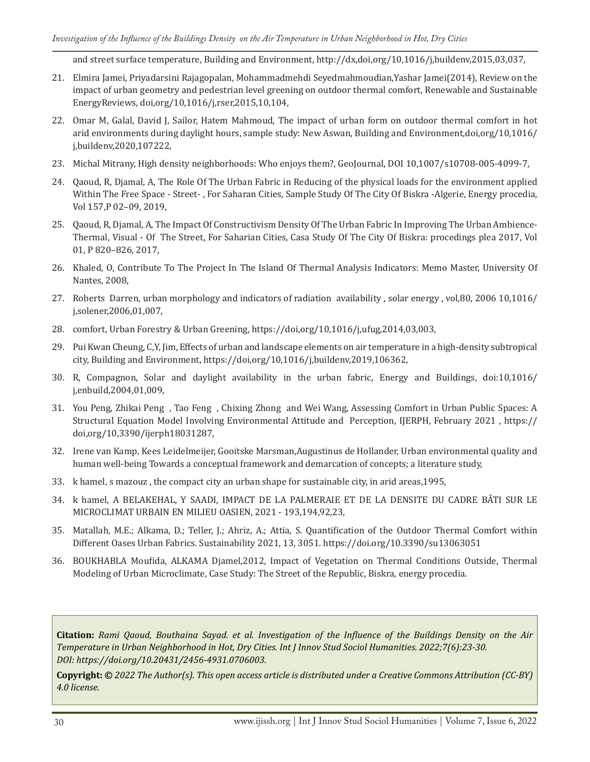and street surface temperature, Building and Environment, http://dx,doi,org/10,1016/j,buildenv,2015,03,037,

21. Elmira Jamei, Priyadarsini Rajagopalan, Mohammadmehdi Seyedmahmoudian,Yashar Jamei(2014), Review on the impact of urban geometry and pedestrian level greening on outdoor thermal comfort, Renewable and Sustainable EnergyReviews, doi,org/10,1016/j,rser,2015,10,104,
22. Omar M, Galal, David J, Sailor, Hatem Mahmoud, The impact of urban form on outdoor thermal comfort in hot arid environments during daylight hours, sample study: New Aswan, Building and Environment,doi,org/10,1016/j,buildenv,2020,107222,
23. Michal Mitrany, High density neighborhoods: Who enjoys them?, GeoJournal, DOI 10,1007/s10708-005-4099-7,
24. Qaoud, R, Djamal, A, The Role Of The Urban Fabric in Reducing of the physical loads for the environment applied Within The Free Space - Street- , For Saharan Cities, Sample Study Of The City Of Biskra -Algerie, Energy procedia, Vol 157,P 02–09, 2019,
25. Qaoud, R, Djamal, A, The Impact Of Constructivism Density Of The Urban Fabric In Improving The Urban Ambience- Thermal, Visual - Of The Street, For Saharian Cities, Casa Study Of The City Of Biskra: procedings plea 2017, Vol 01, P 820–826, 2017,
26. Khaled, O, Contribute To The Project In The Island Of Thermal Analysis Indicators: Memo Master, University Of Nantes, 2008,
27. Roberts Darren, urban morphology and indicators of radiation availability , solar energy , vol,80, 2006 10,1016/j,solener,2006,01,007,
28. comfort, Urban Forestry & Urban Greening, https://doi,org/10,1016/j,ufug,2014,03,003,
29. Pui Kwan Cheung, C,Y, Jim, Effects of urban and landscape elements on air temperature in a high-density subtropical city, Building and Environment, https://doi,org/10,1016/j,buildenv,2019,106362,
30. R, Compagnon, Solar and daylight availability in the urban fabric, Energy and Buildings, doi:10,1016/j,enbuild,2004,01,009,
31. You Peng, Zhikai Peng , Tao Feng , Chixing Zhong and Wei Wang, Assessing Comfort in Urban Public Spaces: A Structural Equation Model Involving Environmental Attitude and Perception, IJERPH, February 2021 , https://doi,org/10,3390/ijerph18031287,
32. Irene van Kamp, Kees Leidelmeijer, Gooitske Marsman,Augustinus de Hollander, Urban environmental quality and human well-being Towards a conceptual framework and demarcation of concepts; a literature study,
33. k hamel, s mazouz , the compact city an urban shape for sustainable city, in arid areas,1995,
34. k hamel, A BELAKEHAL, Y SAADI, IMPACT DE LA PALMERAIE ET DE LA DENSITE DU CADRE BÂTI SUR LE MICROCLIMAT URBAIN EN MILIEU OASIEN, 2021 - 193,194,92,23,
35. Matallah, M.E.; Alkama, D.; Teller, J.; Ahriz, A.; Attia, S. Quantification of the Outdoor Thermal Comfort within Different Oases Urban Fabrics. Sustainability 2021, 13, 3051. https://doi.org/10.3390/su13063051
36. BOUKHABLA Moufida, ALKAMA Djamel,2012, Impact of Vegetation on Thermal Conditions Outside, Thermal Modeling of Urban Microclimate, Case Study: The Street of the Republic, Biskra, energy procedia.

**Citation:** *Rami Qaoud, Bouthaina Sayad. et al. Investigation of the Influence of the Buildings Density on the Air Temperature in Urban Neighborhood in Hot, Dry Cities. Int J Innov Stud Sociol Humanities. 2022;7(6):23-30. DOI: https://doi.org/10.20431/2456-4931.0706003.*

**Copyright:** *© 2022 The Author(s). This open access article is distributed under a Creative Commons Attribution (CC-BY) 4.0 license.*